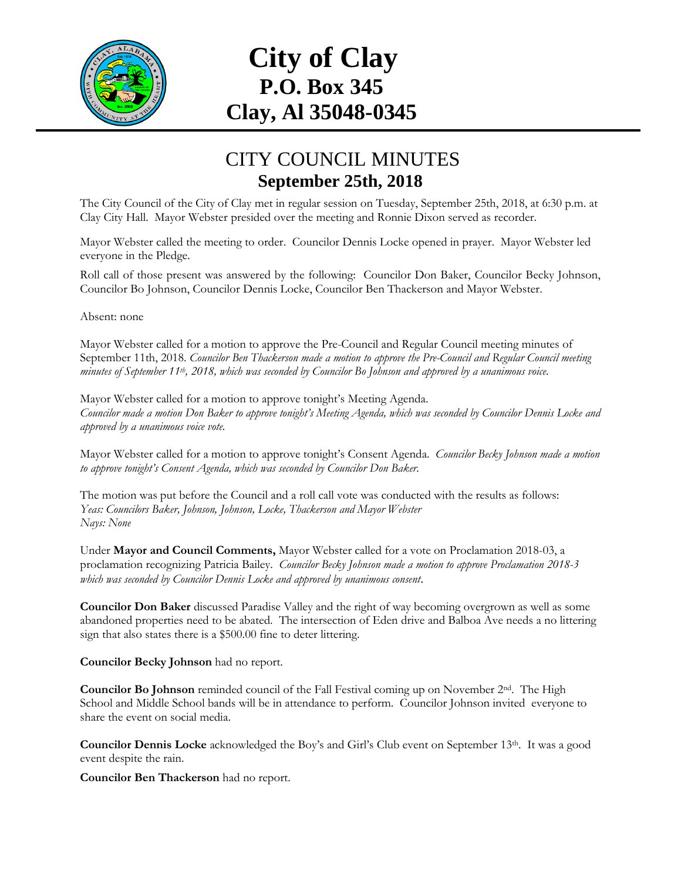# City of Clay
## P.O. Box 345
## Clay, Al 35048-0345

# CITY COUNCIL MINUTES
## September 25th, 2018

The City Council of the City of Clay met in regular session on Tuesday, September 25th, 2018, at 6:30 p.m. at Clay City Hall. Mayor Webster presided over the meeting and Ronnie Dixon served as recorder.

Mayor Webster called the meeting to order. Councilor Dennis Locke opened in prayer. Mayor Webster led everyone in the Pledge.

Roll call of those present was answered by the following: Councilor Don Baker, Councilor Becky Johnson, Councilor Bo Johnson, Councilor Dennis Locke, Councilor Ben Thackerson and Mayor Webster.

Absent: none

Mayor Webster called for a motion to approve the Pre-Council and Regular Council meeting minutes of September 11th, 2018. *Councilor Ben Thackerson made a motion to approve the Pre-Council and Regular Council meeting minutes of September 11th, 2018, which was seconded by Councilor Bo Johnson and approved by a unanimous voice.*

Mayor Webster called for a motion to approve tonight's Meeting Agenda.
*Councilor made a motion Don Baker to approve tonight's Meeting Agenda, which was seconded by Councilor Dennis Locke and approved by a unanimous voice vote.*

Mayor Webster called for a motion to approve tonight's Consent Agenda. *Councilor Becky Johnson made a motion to approve tonight's Consent Agenda, which was seconded by Councilor Don Baker.*

The motion was put before the Council and a roll call vote was conducted with the results as follows:
*Yeas: Councilors Baker, Johnson, Johnson, Locke, Thackerson and Mayor Webster*
*Nays: None*

Under **Mayor and Council Comments,** Mayor Webster called for a vote on Proclamation 2018-03, a proclamation recognizing Patricia Bailey. *Councilor Becky Johnson made a motion to approve Proclamation 2018-3 which was seconded by Councilor Dennis Locke and approved by unanimous consent*.

**Councilor Don Baker** discussed Paradise Valley and the right of way becoming overgrown as well as some abandoned properties need to be abated. The intersection of Eden drive and Balboa Ave needs a no littering sign that also states there is a $500.00 fine to deter littering.

**Councilor Becky Johnson** had no report.

**Councilor Bo Johnson** reminded council of the Fall Festival coming up on November 2nd. The High School and Middle School bands will be in attendance to perform. Councilor Johnson invited everyone to share the event on social media.

**Councilor Dennis Locke** acknowledged the Boy's and Girl's Club event on September 13th. It was a good event despite the rain.

**Councilor Ben Thackerson** had no report.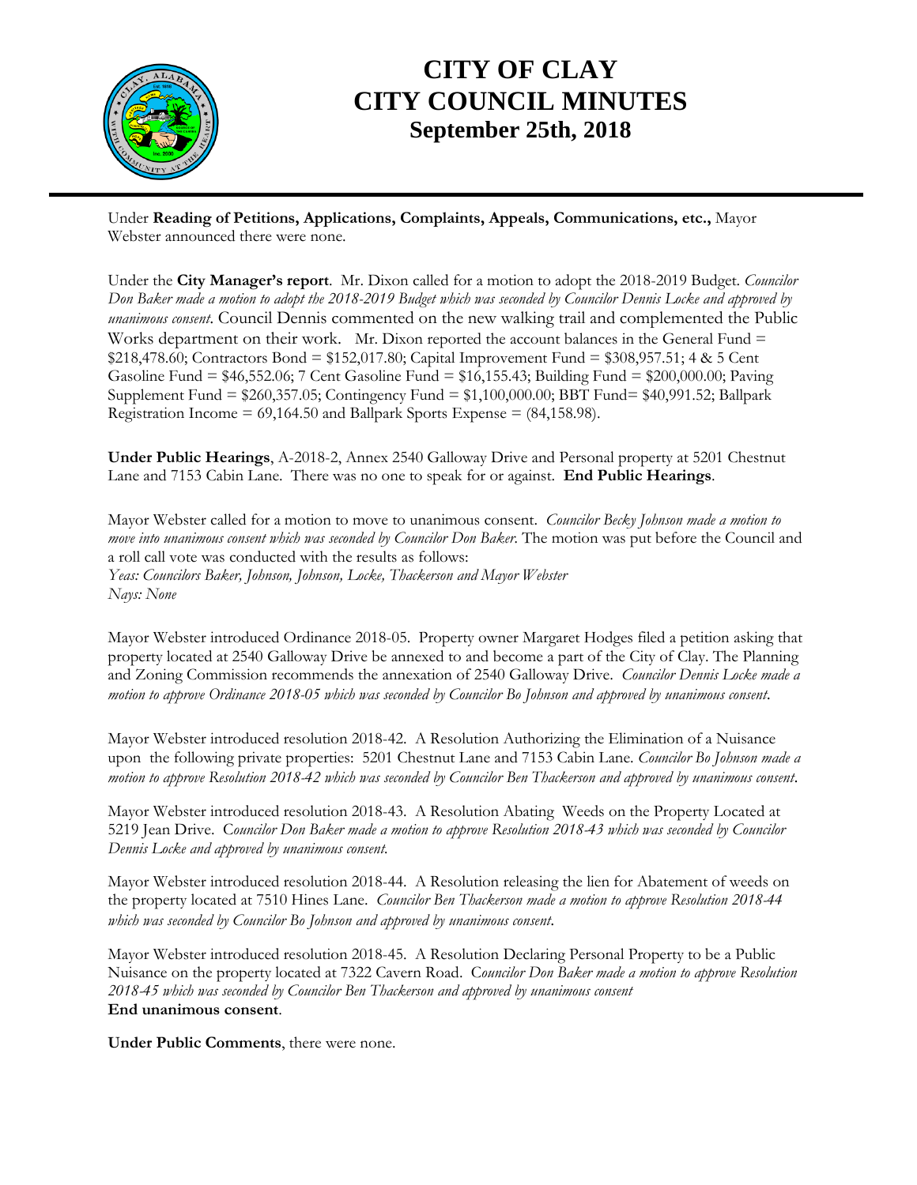# CITY OF CLAY
# CITY COUNCIL MINUTES
## September 25th, 2018

Under **Reading of Petitions, Applications, Complaints, Appeals, Communications, etc.,** Mayor Webster announced there were none.

Under the **City Manager's report**. Mr. Dixon called for a motion to adopt the 2018-2019 Budget. *Councilor Don Baker made a motion to adopt the 2018-2019 Budget which was seconded by Councilor Dennis Locke and approved by unanimous consent*. Council Dennis commented on the new walking trail and complemented the Public Works department on their work. Mr. Dixon reported the account balances in the General Fund = $218,478.60; Contractors Bond = $152,017.80; Capital Improvement Fund = $308,957.51; 4 & 5 Cent Gasoline Fund = $46,552.06; 7 Cent Gasoline Fund = $16,155.43; Building Fund = $200,000.00; Paving Supplement Fund = $260,357.05; Contingency Fund = $1,100,000.00; BBT Fund= $40,991.52; Ballpark Registration Income = 69,164.50 and Ballpark Sports Expense = (84,158.98).

**Under Public Hearings**, A-2018-2, Annex 2540 Galloway Drive and Personal property at 5201 Chestnut Lane and 7153 Cabin Lane. There was no one to speak for or against. **End Public Hearings**.

Mayor Webster called for a motion to move to unanimous consent. *Councilor Becky Johnson made a motion to move into unanimous consent which was seconded by Councilor Don Baker.* The motion was put before the Council and a roll call vote was conducted with the results as follows:
*Yeas: Councilors Baker, Johnson, Johnson, Locke, Thackerson and Mayor Webster*
*Nays: None*

Mayor Webster introduced Ordinance 2018-05. Property owner Margaret Hodges filed a petition asking that property located at 2540 Galloway Drive be annexed to and become a part of the City of Clay. The Planning and Zoning Commission recommends the annexation of 2540 Galloway Drive. *Councilor Dennis Locke made a motion to approve Ordinance 2018-05 which was seconded by Councilor Bo Johnson and approved by unanimous consent*.

Mayor Webster introduced resolution 2018-42. A Resolution Authorizing the Elimination of a Nuisance upon the following private properties: 5201 Chestnut Lane and 7153 Cabin Lane. *Councilor Bo Johnson made a motion to approve Resolution 2018-42 which was seconded by Councilor Ben Thackerson and approved by unanimous consent*.

Mayor Webster introduced resolution 2018-43. A Resolution Abating Weeds on the Property Located at 5219 Jean Drive. *Councilor Don Baker made a motion to approve Resolution 2018-43 which was seconded by Councilor Dennis Locke and approved by unanimous consent.*

Mayor Webster introduced resolution 2018-44. A Resolution releasing the lien for Abatement of weeds on the property located at 7510 Hines Lane. *Councilor Ben Thackerson made a motion to approve Resolution 2018-44 which was seconded by Councilor Bo Johnson and approved by unanimous consent*.

Mayor Webster introduced resolution 2018-45. A Resolution Declaring Personal Property to be a Public Nuisance on the property located at 7322 Cavern Road. *Councilor Don Baker made a motion to approve Resolution 2018-45 which was seconded by Councilor Ben Thackerson and approved by unanimous consent*
**End unanimous consent**.

**Under Public Comments**, there were none.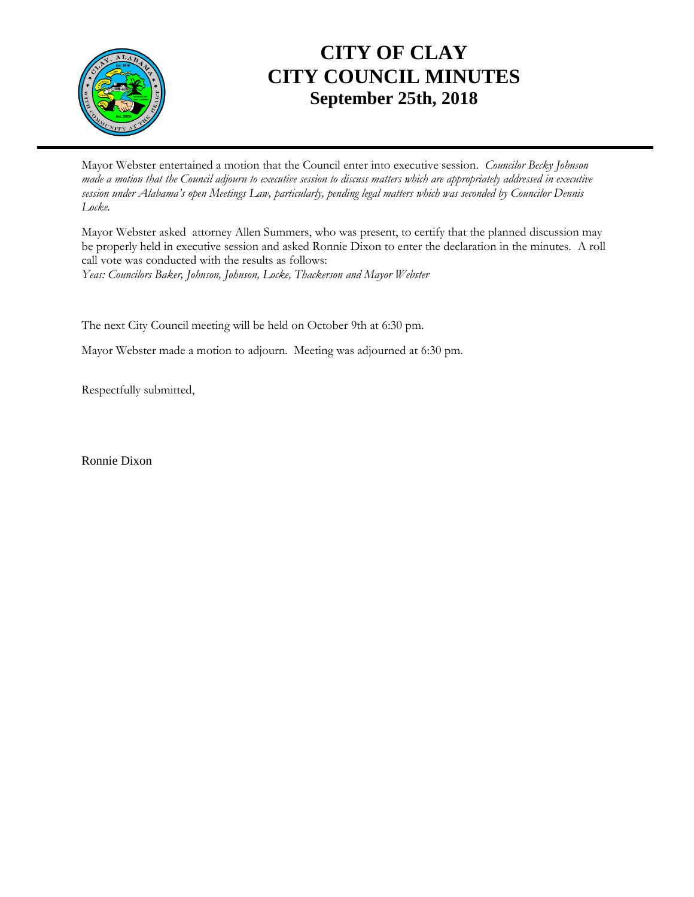# CITY OF CLAY
# CITY COUNCIL MINUTES
## September 25th, 2018

Mayor Webster entertained a motion that the Council enter into executive session. *Councilor Becky Johnson made a motion that the Council adjourn to executive session to discuss matters which are appropriately addressed in executive session under Alabama's open Meetings Law, particularly, pending legal matters which was seconded by Councilor Dennis Locke.*

Mayor Webster asked attorney Allen Summers, who was present, to certify that the planned discussion may be properly held in executive session and asked Ronnie Dixon to enter the declaration in the minutes. A roll call vote was conducted with the results as follows:
*Yeas: Councilors Baker, Johnson, Johnson, Locke, Thackerson and Mayor Webster*

The next City Council meeting will be held on October 9th at 6:30 pm.

Mayor Webster made a motion to adjourn. Meeting was adjourned at 6:30 pm.

Respectfully submitted,

Ronnie Dixon